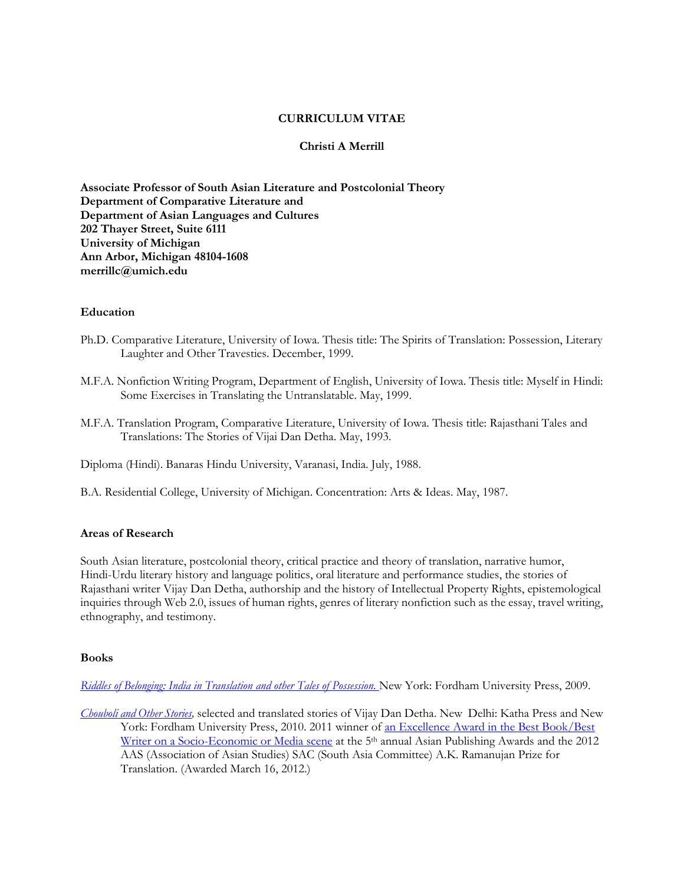# CURRICULUM VITAE

## Christi A Merrill

**Associate Professor of South Asian Literature and Postcolonial Theory**
**Department of Comparative Literature and**
**Department of Asian Languages and Cultures**
**202 Thayer Street, Suite 6111**
**University of Michigan**
**Ann Arbor, Michigan 48104-1608**
**merrillc@umich.edu**

### Education

Ph.D. Comparative Literature, University of Iowa. Thesis title: The Spirits of Translation: Possession, Literary Laughter and Other Travesties. December, 1999.

M.F.A. Nonfiction Writing Program, Department of English, University of Iowa. Thesis title: Myself in Hindi: Some Exercises in Translating the Untranslatable. May, 1999.

M.F.A. Translation Program, Comparative Literature, University of Iowa. Thesis title: Rajasthani Tales and Translations: The Stories of Vijai Dan Detha. May, 1993.

Diploma (Hindi). Banaras Hindu University, Varanasi, India. July, 1988.

B.A. Residential College, University of Michigan. Concentration: Arts & Ideas. May, 1987.

### Areas of Research

South Asian literature, postcolonial theory, critical practice and theory of translation, narrative humor, Hindi-Urdu literary history and language politics, oral literature and performance studies, the stories of Rajasthani writer Vijay Dan Detha, authorship and the history of Intellectual Property Rights, epistemological inquiries through Web 2.0, issues of human rights, genres of literary nonfiction such as the essay, travel writing, ethnography, and testimony.

### Books

*Riddles of Belonging: India in Translation and other Tales of Possession.* New York: Fordham University Press, 2009.

*Chouboli and Other Stories,* selected and translated stories of Vijay Dan Detha. New Delhi: Katha Press and New York: Fordham University Press, 2010. 2011 winner of an Excellence Award in the Best Book/Best Writer on a Socio-Economic or Media scene at the 5th annual Asian Publishing Awards and the 2012 AAS (Association of Asian Studies) SAC (South Asia Committee) A.K. Ramanujan Prize for Translation. (Awarded March 16, 2012.)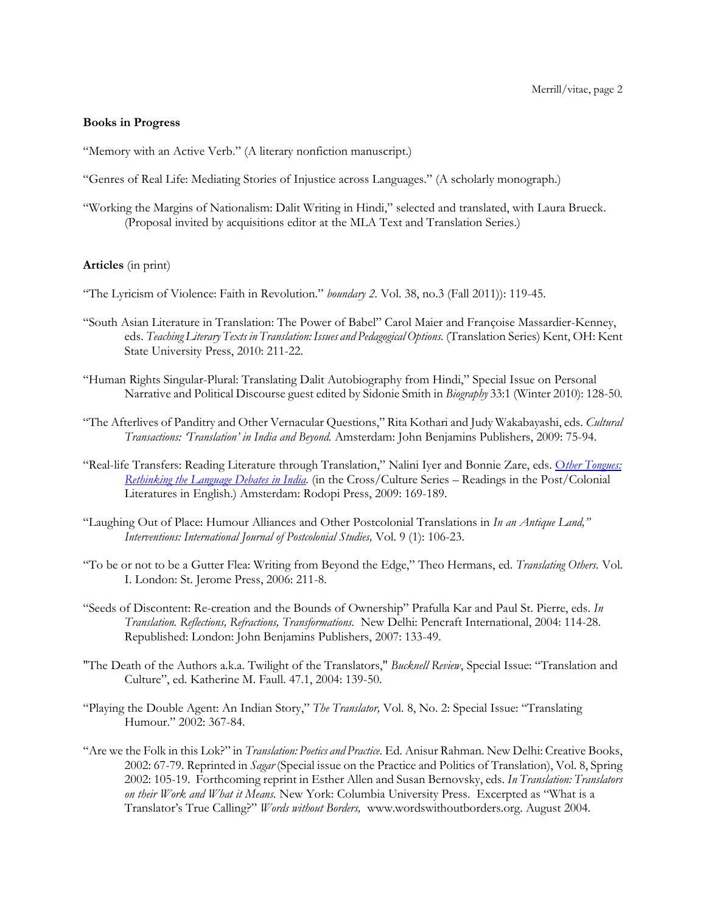**Books in Progress**

"Memory with an Active Verb." (A literary nonfiction manuscript.)

"Genres of Real Life: Mediating Stories of Injustice across Languages." (A scholarly monograph.)

"Working the Margins of Nationalism: Dalit Writing in Hindi," selected and translated, with Laura Brueck. (Proposal invited by acquisitions editor at the MLA Text and Translation Series.)

**Articles** (in print)

"The Lyricism of Violence: Faith in Revolution." *boundary 2*. Vol. 38, no.3 (Fall 2011)): 119-45.

"South Asian Literature in Translation: The Power of Babel" Carol Maier and Françoise Massardier-Kenney, eds. *Teaching Literary Texts in Translation: Issues and Pedagogical Options.* (Translation Series) Kent, OH: Kent State University Press, 2010: 211-22.

"Human Rights Singular-Plural: Translating Dalit Autobiography from Hindi," Special Issue on Personal Narrative and Political Discourse guest edited by Sidonie Smith in *Biography* 33:1 (Winter 2010): 128-50.

"The Afterlives of Panditry and Other Vernacular Questions," Rita Kothari and Judy Wakabayashi, eds. *Cultural Transactions: 'Translation' in India and Beyond.* Amsterdam: John Benjamins Publishers, 2009: 75-94.

"Real-life Transfers: Reading Literature through Translation," Nalini Iyer and Bonnie Zare, eds. *Other Tongues: Rethinking the Language Debates in India.* (in the Cross/Culture Series – Readings in the Post/Colonial Literatures in English.) Amsterdam: Rodopi Press, 2009: 169-189.

"Laughing Out of Place: Humour Alliances and Other Postcolonial Translations in *In an Antique Land,*" *Interventions: International Journal of Postcolonial Studies,* Vol. 9 (1): 106-23.

"To be or not to be a Gutter Flea: Writing from Beyond the Edge," Theo Hermans, ed. *Translating Others.* Vol. I. London: St. Jerome Press, 2006: 211-8.

"Seeds of Discontent: Re-creation and the Bounds of Ownership" Prafulla Kar and Paul St. Pierre, eds. *In Translation. Reflections, Refractions, Transformations.* New Delhi: Pencraft International, 2004: 114-28. Republished: London: John Benjamins Publishers, 2007: 133-49.

"The Death of the Authors a.k.a. Twilight of the Translators," *Bucknell Review*, Special Issue: "Translation and Culture", ed. Katherine M. Faull. 47.1, 2004: 139-50.

"Playing the Double Agent: An Indian Story," *The Translator,* Vol. 8, No. 2: Special Issue: "Translating Humour." 2002: 367-84.

"Are we the Folk in this Lok?" in *Translation: Poetics and Practice.* Ed. Anisur Rahman. New Delhi: Creative Books, 2002: 67-79. Reprinted in *Sagar* (Special issue on the Practice and Politics of Translation), Vol. 8, Spring 2002: 105-19. Forthcoming reprint in Esther Allen and Susan Bernovsky, eds. *In Translation: Translators on their Work and What it Means.* New York: Columbia University Press. Excerpted as "What is a Translator's True Calling?" *Words without Borders,* www.wordswithoutborders.org. August 2004.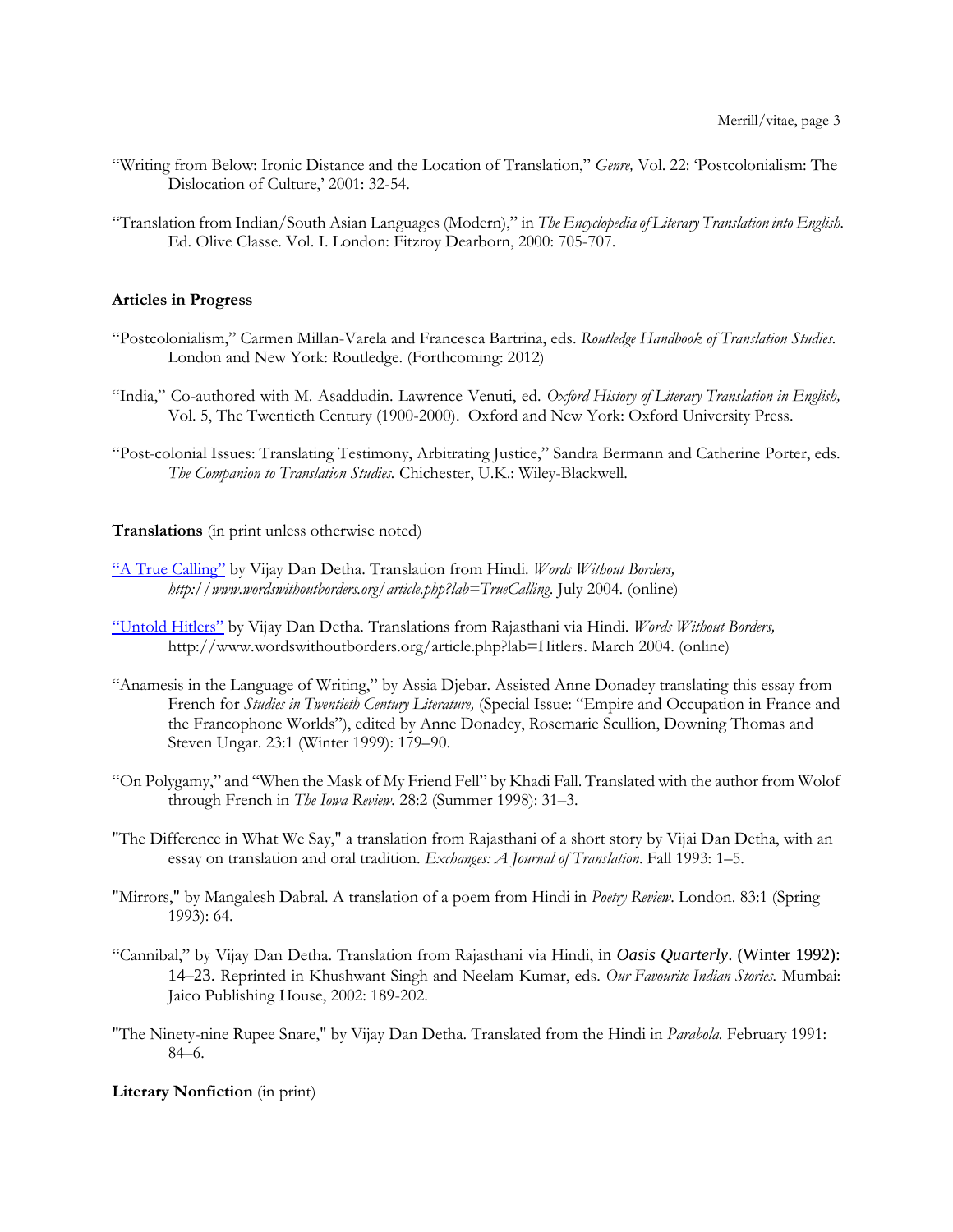"Writing from Below: Ironic Distance and the Location of Translation," *Genre,* Vol. 22: 'Postcolonialism: The Dislocation of Culture,' 2001: 32-54.

"Translation from Indian/South Asian Languages (Modern)," in *The Encyclopedia of Literary Translation into English.* Ed. Olive Classe. Vol. I. London: Fitzroy Dearborn, 2000: 705-707.

**Articles in Progress**

"Postcolonialism," Carmen Millan-Varela and Francesca Bartrina, eds. *Routledge Handbook of Translation Studies.* London and New York: Routledge. (Forthcoming: 2012)

"India," Co-authored with M. Asaddudin. Lawrence Venuti, ed. *Oxford History of Literary Translation in English,* Vol. 5, The Twentieth Century (1900-2000). Oxford and New York: Oxford University Press.

"Post-colonial Issues: Translating Testimony, Arbitrating Justice," Sandra Bermann and Catherine Porter, eds. *The Companion to Translation Studies.* Chichester, U.K.: Wiley-Blackwell.

**Translations** (in print unless otherwise noted)

"A True Calling" by Vijay Dan Detha. Translation from Hindi. *Words Without Borders, http://www.wordswithoutborders.org/article.php?lab=TrueCalling.* July 2004. (online)

"Untold Hitlers" by Vijay Dan Detha. Translations from Rajasthani via Hindi. *Words Without Borders,* http://www.wordswithoutborders.org/article.php?lab=Hitlers. March 2004. (online)

"Anamesis in the Language of Writing," by Assia Djebar. Assisted Anne Donadey translating this essay from French for *Studies in Twentieth Century Literature,* (Special Issue: "Empire and Occupation in France and the Francophone Worlds"), edited by Anne Donadey, Rosemarie Scullion, Downing Thomas and Steven Ungar. 23:1 (Winter 1999): 179–90.

"On Polygamy," and "When the Mask of My Friend Fell" by Khadi Fall. Translated with the author from Wolof through French in *The Iowa Review.* 28:2 (Summer 1998): 31–3.

"The Difference in What We Say," a translation from Rajasthani of a short story by Vijai Dan Detha, with an essay on translation and oral tradition. *Exchanges: A Journal of Translation*. Fall 1993: 1–5.

"Mirrors," by Mangalesh Dabral. A translation of a poem from Hindi in *Poetry Review*. London. 83:1 (Spring 1993): 64.

"Cannibal," by Vijay Dan Detha. Translation from Rajasthani via Hindi, in *Oasis Quarterly*. (Winter 1992): 14–23. Reprinted in Khushwant Singh and Neelam Kumar, eds. *Our Favourite Indian Stories.* Mumbai: Jaico Publishing House, 2002: 189-202.

"The Ninety-nine Rupee Snare," by Vijay Dan Detha. Translated from the Hindi in *Parabola.* February 1991: 84–6.

**Literary Nonfiction** (in print)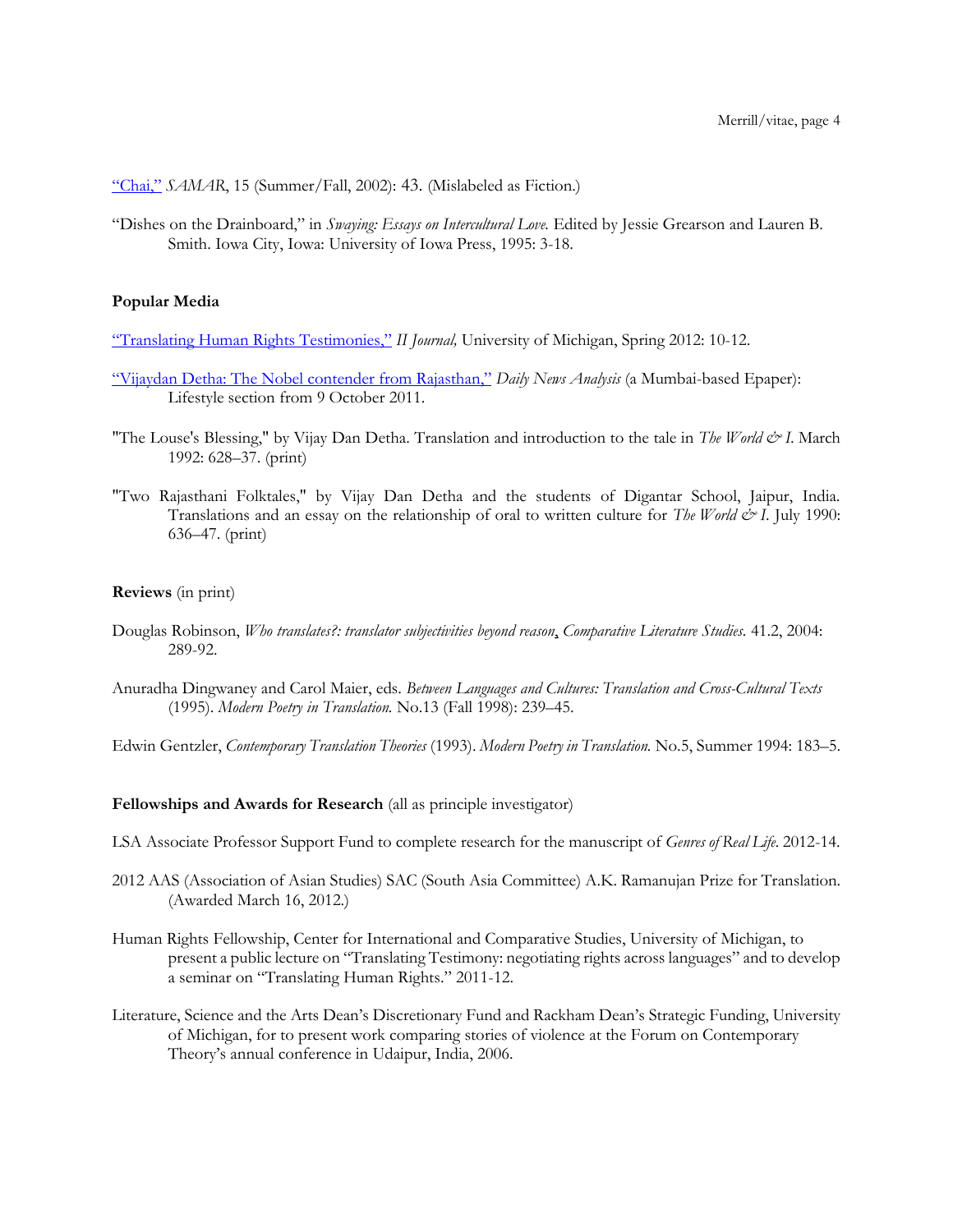"Chai," *SAMAR*, 15 (Summer/Fall, 2002): 43. (Mislabeled as Fiction.)

"Dishes on the Drainboard," in *Swaying: Essays on Intercultural Love.* Edited by Jessie Grearson and Lauren B. Smith. Iowa City, Iowa: University of Iowa Press, 1995: 3-18.

**Popular Media**

"Translating Human Rights Testimonies," *II Journal,* University of Michigan, Spring 2012: 10-12.

"Vijaydan Detha: The Nobel contender from Rajasthan," *Daily News Analysis* (a Mumbai-based Epaper): Lifestyle section from 9 October 2011.

"The Louse's Blessing," by Vijay Dan Detha. Translation and introduction to the tale in *The World & I*. March 1992: 628–37. (print)

"Two Rajasthani Folktales," by Vijay Dan Detha and the students of Digantar School, Jaipur, India. Translations and an essay on the relationship of oral to written culture for *The World & I*. July 1990: 636–47. (print)

**Reviews** (in print)

Douglas Robinson, *Who translates?: translator subjectivities beyond reason*, *Comparative Literature Studies.* 41.2, 2004: 289-92.

Anuradha Dingwaney and Carol Maier, eds. *Between Languages and Cultures: Translation and Cross-Cultural Texts* (1995). *Modern Poetry in Translation.* No.13 (Fall 1998): 239–45.

Edwin Gentzler, *Contemporary Translation Theories* (1993). *Modern Poetry in Translation.* No.5, Summer 1994: 183–5.

**Fellowships and Awards for Research** (all as principle investigator)

LSA Associate Professor Support Fund to complete research for the manuscript of *Genres of Real Life*. 2012-14.

2012 AAS (Association of Asian Studies) SAC (South Asia Committee) A.K. Ramanujan Prize for Translation. (Awarded March 16, 2012.)

Human Rights Fellowship, Center for International and Comparative Studies, University of Michigan, to present a public lecture on "Translating Testimony: negotiating rights across languages" and to develop a seminar on "Translating Human Rights." 2011-12.

Literature, Science and the Arts Dean's Discretionary Fund and Rackham Dean's Strategic Funding, University of Michigan, for to present work comparing stories of violence at the Forum on Contemporary Theory's annual conference in Udaipur, India, 2006.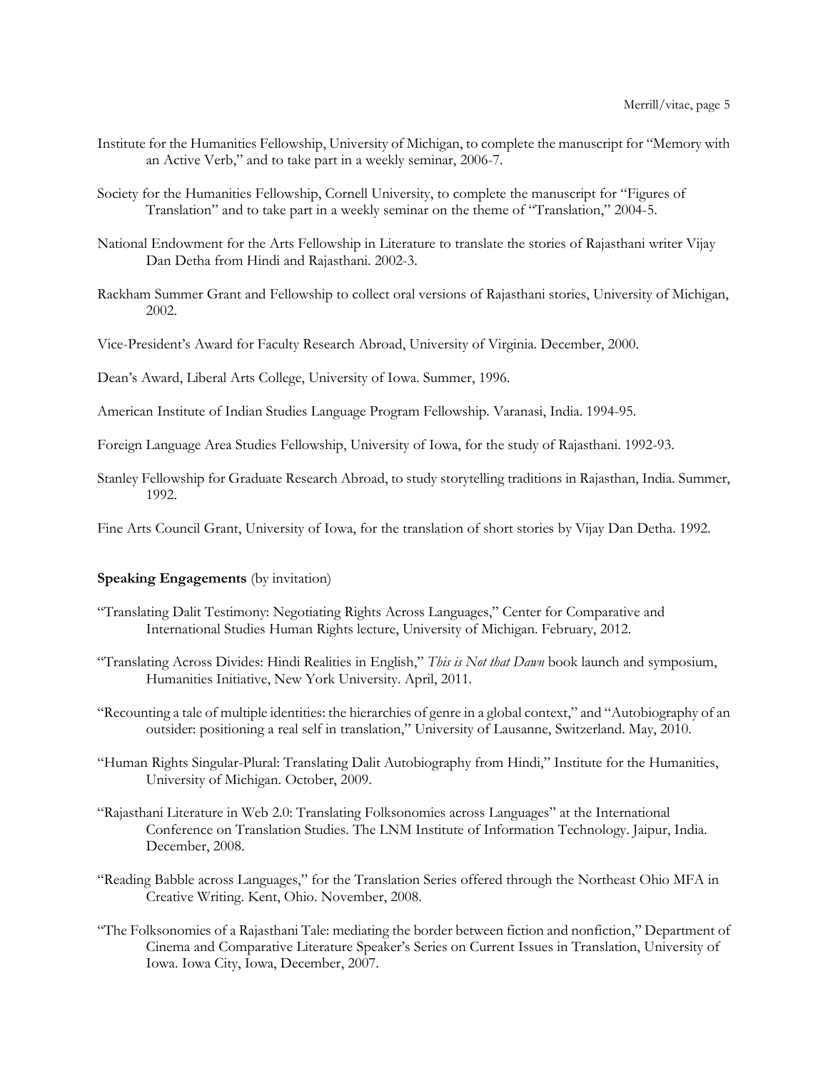Institute for the Humanities Fellowship, University of Michigan, to complete the manuscript for "Memory with an Active Verb," and to take part in a weekly seminar, 2006-7.

Society for the Humanities Fellowship, Cornell University, to complete the manuscript for "Figures of Translation" and to take part in a weekly seminar on the theme of "Translation," 2004-5.

National Endowment for the Arts Fellowship in Literature to translate the stories of Rajasthani writer Vijay Dan Detha from Hindi and Rajasthani. 2002-3.

Rackham Summer Grant and Fellowship to collect oral versions of Rajasthani stories, University of Michigan, 2002.

Vice-President's Award for Faculty Research Abroad, University of Virginia. December, 2000.

Dean's Award, Liberal Arts College, University of Iowa. Summer, 1996.

American Institute of Indian Studies Language Program Fellowship. Varanasi, India. 1994-95.

Foreign Language Area Studies Fellowship, University of Iowa, for the study of Rajasthani. 1992-93.

Stanley Fellowship for Graduate Research Abroad, to study storytelling traditions in Rajasthan, India. Summer, 1992.

Fine Arts Council Grant, University of Iowa, for the translation of short stories by Vijay Dan Detha. 1992.

**Speaking Engagements** (by invitation)

"Translating Dalit Testimony: Negotiating Rights Across Languages," Center for Comparative and International Studies Human Rights lecture, University of Michigan. February, 2012.

"Translating Across Divides: Hindi Realities in English," *This is Not that Dawn* book launch and symposium, Humanities Initiative, New York University. April, 2011.

"Recounting a tale of multiple identities: the hierarchies of genre in a global context," and "Autobiography of an outsider: positioning a real self in translation," University of Lausanne, Switzerland. May, 2010.

"Human Rights Singular-Plural: Translating Dalit Autobiography from Hindi," Institute for the Humanities, University of Michigan. October, 2009.

"Rajasthani Literature in Web 2.0: Translating Folksonomies across Languages" at the International Conference on Translation Studies. The LNM Institute of Information Technology. Jaipur, India. December, 2008.

"Reading Babble across Languages," for the Translation Series offered through the Northeast Ohio MFA in Creative Writing. Kent, Ohio. November, 2008.

"The Folksonomies of a Rajasthani Tale: mediating the border between fiction and nonfiction," Department of Cinema and Comparative Literature Speaker's Series on Current Issues in Translation, University of Iowa. Iowa City, Iowa, December, 2007.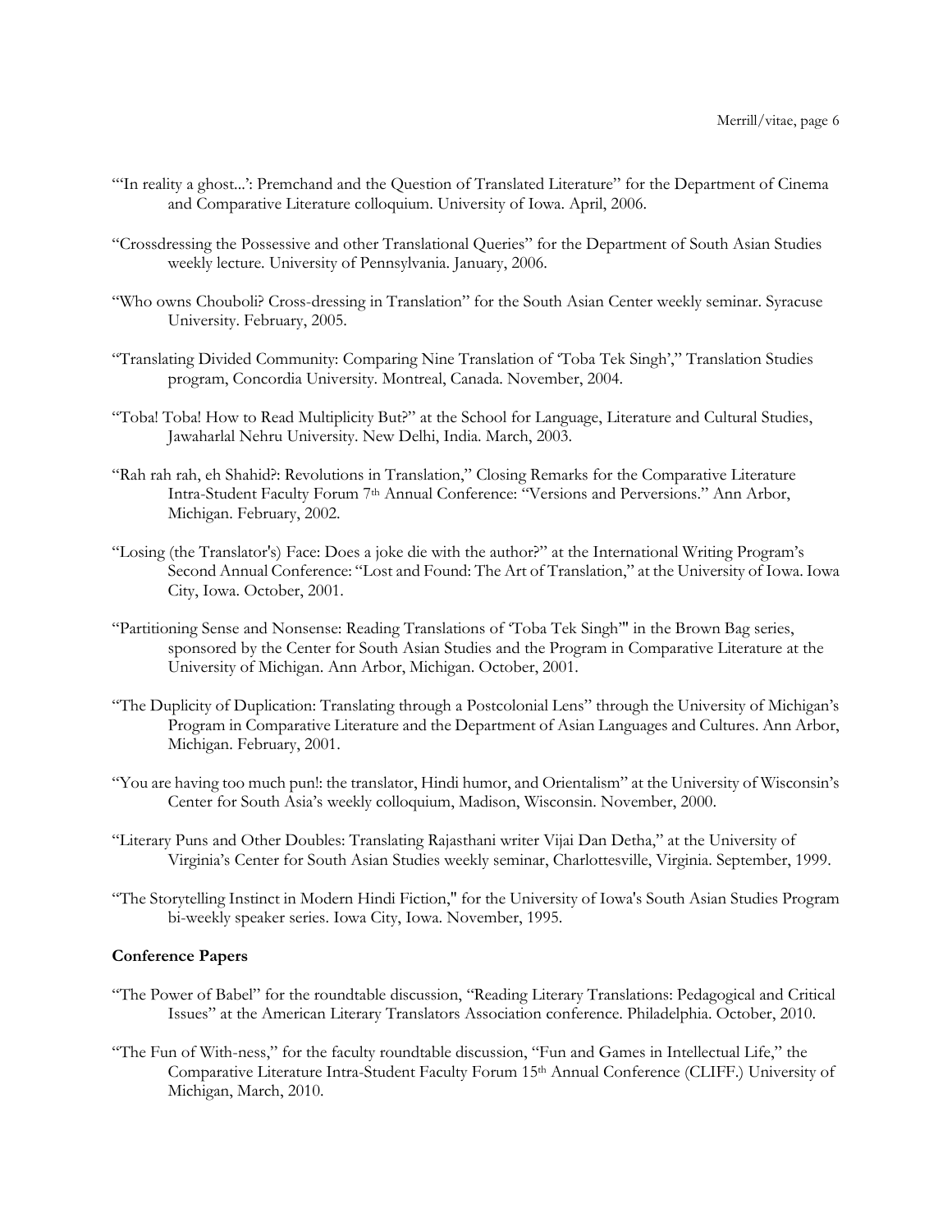"'In reality a ghost...': Premchand and the Question of Translated Literature" for the Department of Cinema and Comparative Literature colloquium. University of Iowa. April, 2006.

"Crossdressing the Possessive and other Translational Queries" for the Department of South Asian Studies weekly lecture. University of Pennsylvania. January, 2006.

"Who owns Chouboli? Cross-dressing in Translation" for the South Asian Center weekly seminar. Syracuse University. February, 2005.

"Translating Divided Community: Comparing Nine Translation of 'Toba Tek Singh'," Translation Studies program, Concordia University. Montreal, Canada. November, 2004.

"Toba! Toba! How to Read Multiplicity But?" at the School for Language, Literature and Cultural Studies, Jawaharlal Nehru University. New Delhi, India. March, 2003.

"Rah rah rah, eh Shahid?: Revolutions in Translation," Closing Remarks for the Comparative Literature Intra-Student Faculty Forum 7th Annual Conference: "Versions and Perversions." Ann Arbor, Michigan. February, 2002.

"Losing (the Translator's) Face: Does a joke die with the author?" at the International Writing Program's Second Annual Conference: "Lost and Found: The Art of Translation," at the University of Iowa. Iowa City, Iowa. October, 2001.

"Partitioning Sense and Nonsense: Reading Translations of 'Toba Tek Singh'" in the Brown Bag series, sponsored by the Center for South Asian Studies and the Program in Comparative Literature at the University of Michigan. Ann Arbor, Michigan. October, 2001.

"The Duplicity of Duplication: Translating through a Postcolonial Lens" through the University of Michigan's Program in Comparative Literature and the Department of Asian Languages and Cultures. Ann Arbor, Michigan. February, 2001.

"You are having too much pun!: the translator, Hindi humor, and Orientalism" at the University of Wisconsin's Center for South Asia's weekly colloquium, Madison, Wisconsin. November, 2000.

"Literary Puns and Other Doubles: Translating Rajasthani writer Vijai Dan Detha," at the University of Virginia's Center for South Asian Studies weekly seminar, Charlottesville, Virginia. September, 1999.

"The Storytelling Instinct in Modern Hindi Fiction," for the University of Iowa's South Asian Studies Program bi-weekly speaker series. Iowa City, Iowa. November, 1995.

**Conference Papers**

"The Power of Babel" for the roundtable discussion, "Reading Literary Translations: Pedagogical and Critical Issues" at the American Literary Translators Association conference. Philadelphia. October, 2010.

"The Fun of With-ness," for the faculty roundtable discussion, "Fun and Games in Intellectual Life," the Comparative Literature Intra-Student Faculty Forum 15th Annual Conference (CLIFF.) University of Michigan, March, 2010.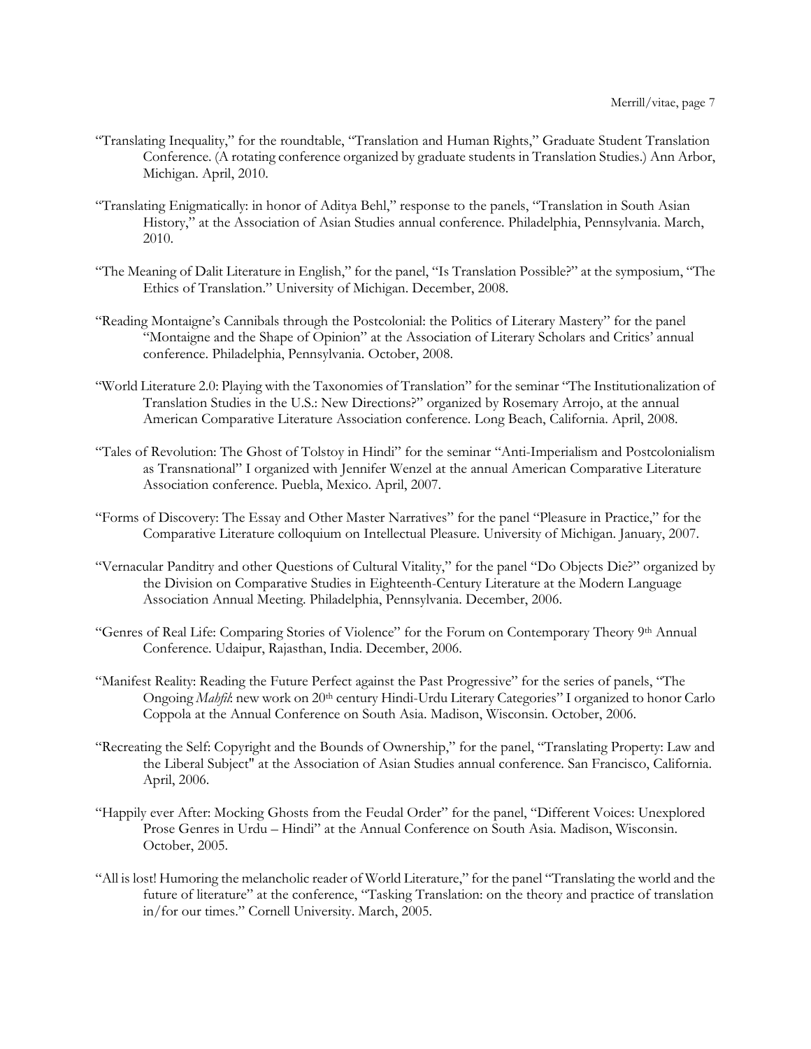"Translating Inequality," for the roundtable, "Translation and Human Rights," Graduate Student Translation Conference. (A rotating conference organized by graduate students in Translation Studies.) Ann Arbor, Michigan. April, 2010.

"Translating Enigmatically: in honor of Aditya Behl," response to the panels, "Translation in South Asian History," at the Association of Asian Studies annual conference. Philadelphia, Pennsylvania. March, 2010.

"The Meaning of Dalit Literature in English," for the panel, "Is Translation Possible?" at the symposium, "The Ethics of Translation." University of Michigan. December, 2008.

"Reading Montaigne's Cannibals through the Postcolonial: the Politics of Literary Mastery" for the panel "Montaigne and the Shape of Opinion" at the Association of Literary Scholars and Critics' annual conference. Philadelphia, Pennsylvania. October, 2008.

"World Literature 2.0: Playing with the Taxonomies of Translation" for the seminar "The Institutionalization of Translation Studies in the U.S.: New Directions?" organized by Rosemary Arrojo, at the annual American Comparative Literature Association conference. Long Beach, California. April, 2008.

"Tales of Revolution: The Ghost of Tolstoy in Hindi" for the seminar "Anti-Imperialism and Postcolonialism as Transnational" I organized with Jennifer Wenzel at the annual American Comparative Literature Association conference. Puebla, Mexico. April, 2007.

"Forms of Discovery: The Essay and Other Master Narratives" for the panel "Pleasure in Practice," for the Comparative Literature colloquium on Intellectual Pleasure. University of Michigan. January, 2007.

"Vernacular Panditry and other Questions of Cultural Vitality," for the panel "Do Objects Die?" organized by the Division on Comparative Studies in Eighteenth-Century Literature at the Modern Language Association Annual Meeting. Philadelphia, Pennsylvania. December, 2006.

"Genres of Real Life: Comparing Stories of Violence" for the Forum on Contemporary Theory 9th Annual Conference. Udaipur, Rajasthan, India. December, 2006.

"Manifest Reality: Reading the Future Perfect against the Past Progressive" for the series of panels, "The Ongoing *Mahfil*: new work on 20th century Hindi-Urdu Literary Categories" I organized to honor Carlo Coppola at the Annual Conference on South Asia. Madison, Wisconsin. October, 2006.

"Recreating the Self: Copyright and the Bounds of Ownership," for the panel, "Translating Property: Law and the Liberal Subject" at the Association of Asian Studies annual conference. San Francisco, California. April, 2006.

"Happily ever After: Mocking Ghosts from the Feudal Order" for the panel, "Different Voices: Unexplored Prose Genres in Urdu – Hindi" at the Annual Conference on South Asia. Madison, Wisconsin. October, 2005.

"All is lost! Humoring the melancholic reader of World Literature," for the panel "Translating the world and the future of literature" at the conference, "Tasking Translation: on the theory and practice of translation in/for our times." Cornell University. March, 2005.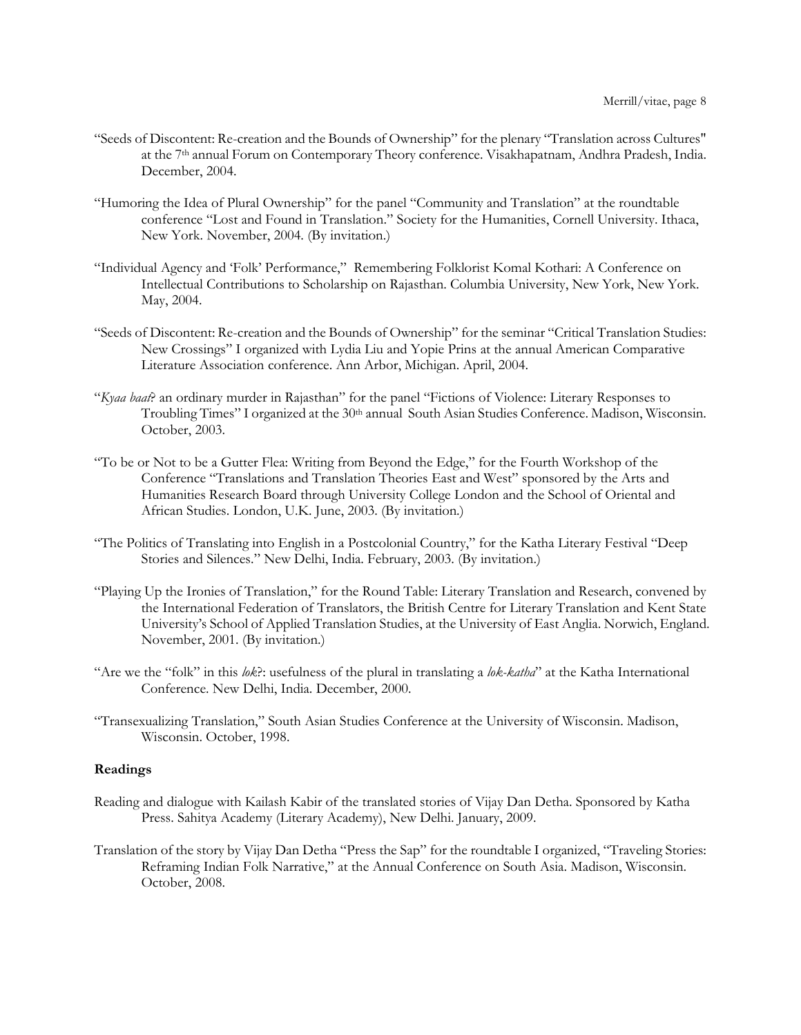"Seeds of Discontent: Re-creation and the Bounds of Ownership" for the plenary "Translation across Cultures" at the 7th annual Forum on Contemporary Theory conference. Visakhapatnam, Andhra Pradesh, India. December, 2004.

"Humoring the Idea of Plural Ownership" for the panel "Community and Translation" at the roundtable conference "Lost and Found in Translation." Society for the Humanities, Cornell University. Ithaca, New York. November, 2004. (By invitation.)

"Individual Agency and 'Folk' Performance," Remembering Folklorist Komal Kothari: A Conference on Intellectual Contributions to Scholarship on Rajasthan. Columbia University, New York, New York. May, 2004.

"Seeds of Discontent: Re-creation and the Bounds of Ownership" for the seminar "Critical Translation Studies: New Crossings" I organized with Lydia Liu and Yopie Prins at the annual American Comparative Literature Association conference. Ann Arbor, Michigan. April, 2004.

"*Kyaa baat*? an ordinary murder in Rajasthan" for the panel "Fictions of Violence: Literary Responses to Troubling Times" I organized at the 30th annual South Asian Studies Conference. Madison, Wisconsin. October, 2003.

"To be or Not to be a Gutter Flea: Writing from Beyond the Edge," for the Fourth Workshop of the Conference "Translations and Translation Theories East and West" sponsored by the Arts and Humanities Research Board through University College London and the School of Oriental and African Studies. London, U.K. June, 2003. (By invitation.)

"The Politics of Translating into English in a Postcolonial Country," for the Katha Literary Festival "Deep Stories and Silences." New Delhi, India. February, 2003. (By invitation.)

"Playing Up the Ironies of Translation," for the Round Table: Literary Translation and Research, convened by the International Federation of Translators, the British Centre for Literary Translation and Kent State University's School of Applied Translation Studies, at the University of East Anglia. Norwich, England. November, 2001. (By invitation.)

"Are we the "folk" in this *lok*?: usefulness of the plural in translating a *lok-katha*" at the Katha International Conference. New Delhi, India. December, 2000.

"Transexualizing Translation," South Asian Studies Conference at the University of Wisconsin. Madison, Wisconsin. October, 1998.

**Readings**

Reading and dialogue with Kailash Kabir of the translated stories of Vijay Dan Detha. Sponsored by Katha Press. Sahitya Academy (Literary Academy), New Delhi. January, 2009.

Translation of the story by Vijay Dan Detha "Press the Sap" for the roundtable I organized, "Traveling Stories: Reframing Indian Folk Narrative," at the Annual Conference on South Asia. Madison, Wisconsin. October, 2008.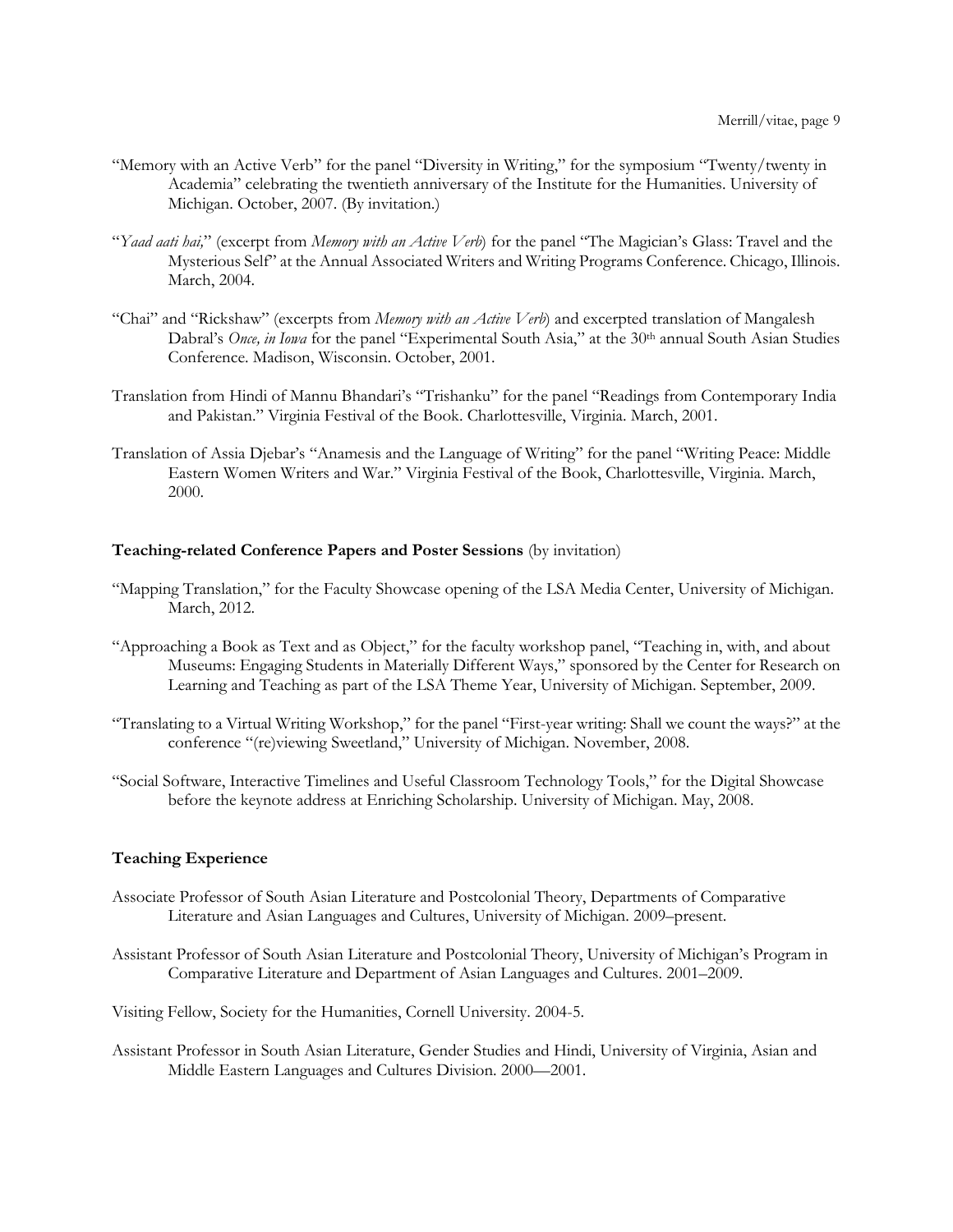"Memory with an Active Verb" for the panel "Diversity in Writing," for the symposium "Twenty/twenty in Academia" celebrating the twentieth anniversary of the Institute for the Humanities. University of Michigan. October, 2007. (By invitation.)

"*Yaad aati hai,*" (excerpt from *Memory with an Active Verb*) for the panel "The Magician's Glass: Travel and the Mysterious Self" at the Annual Associated Writers and Writing Programs Conference. Chicago, Illinois. March, 2004.

"Chai" and "Rickshaw" (excerpts from *Memory with an Active Verb*) and excerpted translation of Mangalesh Dabral's *Once, in Iowa* for the panel "Experimental South Asia," at the 30th annual South Asian Studies Conference. Madison, Wisconsin. October, 2001.

Translation from Hindi of Mannu Bhandari's "Trishanku" for the panel "Readings from Contemporary India and Pakistan." Virginia Festival of the Book. Charlottesville, Virginia. March, 2001.

Translation of Assia Djebar's "Anamesis and the Language of Writing" for the panel "Writing Peace: Middle Eastern Women Writers and War." Virginia Festival of the Book, Charlottesville, Virginia. March, 2000.

**Teaching-related Conference Papers and Poster Sessions** (by invitation)

"Mapping Translation," for the Faculty Showcase opening of the LSA Media Center, University of Michigan. March, 2012.

"Approaching a Book as Text and as Object," for the faculty workshop panel, "Teaching in, with, and about Museums: Engaging Students in Materially Different Ways," sponsored by the Center for Research on Learning and Teaching as part of the LSA Theme Year, University of Michigan. September, 2009.

"Translating to a Virtual Writing Workshop," for the panel "First-year writing: Shall we count the ways?" at the conference "(re)viewing Sweetland," University of Michigan. November, 2008.

"Social Software, Interactive Timelines and Useful Classroom Technology Tools," for the Digital Showcase before the keynote address at Enriching Scholarship. University of Michigan. May, 2008.

**Teaching Experience**

Associate Professor of South Asian Literature and Postcolonial Theory, Departments of Comparative Literature and Asian Languages and Cultures, University of Michigan. 2009–present.

Assistant Professor of South Asian Literature and Postcolonial Theory, University of Michigan's Program in Comparative Literature and Department of Asian Languages and Cultures. 2001–2009.

Visiting Fellow, Society for the Humanities, Cornell University. 2004-5.

Assistant Professor in South Asian Literature, Gender Studies and Hindi, University of Virginia, Asian and Middle Eastern Languages and Cultures Division. 2000—2001.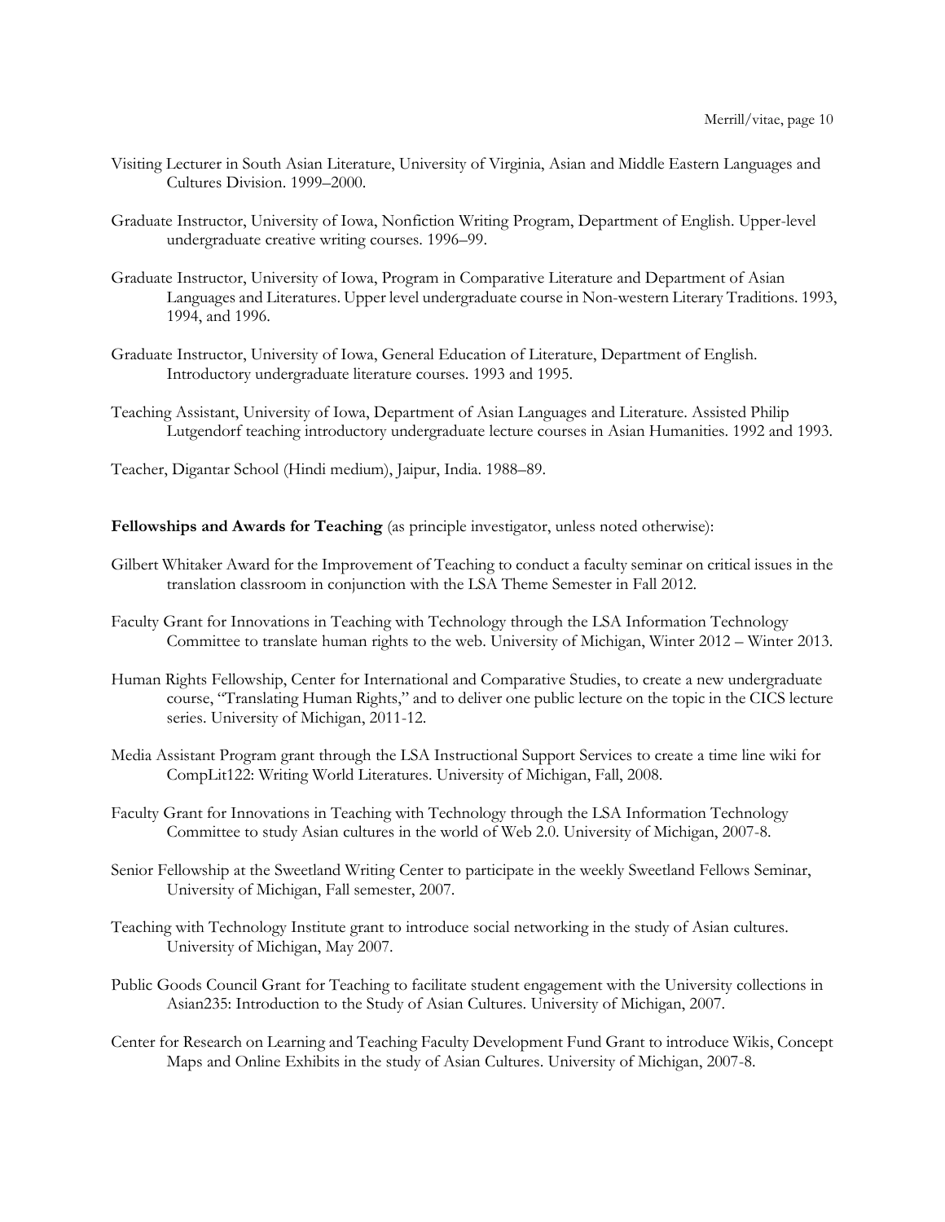Visiting Lecturer in South Asian Literature, University of Virginia, Asian and Middle Eastern Languages and Cultures Division. 1999–2000.

Graduate Instructor, University of Iowa, Nonfiction Writing Program, Department of English. Upper-level undergraduate creative writing courses. 1996–99.

Graduate Instructor, University of Iowa, Program in Comparative Literature and Department of Asian Languages and Literatures. Upper level undergraduate course in Non-western Literary Traditions. 1993, 1994, and 1996.

Graduate Instructor, University of Iowa, General Education of Literature, Department of English. Introductory undergraduate literature courses. 1993 and 1995.

Teaching Assistant, University of Iowa, Department of Asian Languages and Literature. Assisted Philip Lutgendorf teaching introductory undergraduate lecture courses in Asian Humanities. 1992 and 1993.

Teacher, Digantar School (Hindi medium), Jaipur, India. 1988–89.

**Fellowships and Awards for Teaching** (as principle investigator, unless noted otherwise):

Gilbert Whitaker Award for the Improvement of Teaching to conduct a faculty seminar on critical issues in the translation classroom in conjunction with the LSA Theme Semester in Fall 2012.

Faculty Grant for Innovations in Teaching with Technology through the LSA Information Technology Committee to translate human rights to the web. University of Michigan, Winter 2012 – Winter 2013.

Human Rights Fellowship, Center for International and Comparative Studies, to create a new undergraduate course, "Translating Human Rights," and to deliver one public lecture on the topic in the CICS lecture series. University of Michigan, 2011-12.

Media Assistant Program grant through the LSA Instructional Support Services to create a time line wiki for CompLit122: Writing World Literatures. University of Michigan, Fall, 2008.

Faculty Grant for Innovations in Teaching with Technology through the LSA Information Technology Committee to study Asian cultures in the world of Web 2.0. University of Michigan, 2007-8.

Senior Fellowship at the Sweetland Writing Center to participate in the weekly Sweetland Fellows Seminar, University of Michigan, Fall semester, 2007.

Teaching with Technology Institute grant to introduce social networking in the study of Asian cultures. University of Michigan, May 2007.

Public Goods Council Grant for Teaching to facilitate student engagement with the University collections in Asian235: Introduction to the Study of Asian Cultures. University of Michigan, 2007.

Center for Research on Learning and Teaching Faculty Development Fund Grant to introduce Wikis, Concept Maps and Online Exhibits in the study of Asian Cultures. University of Michigan, 2007-8.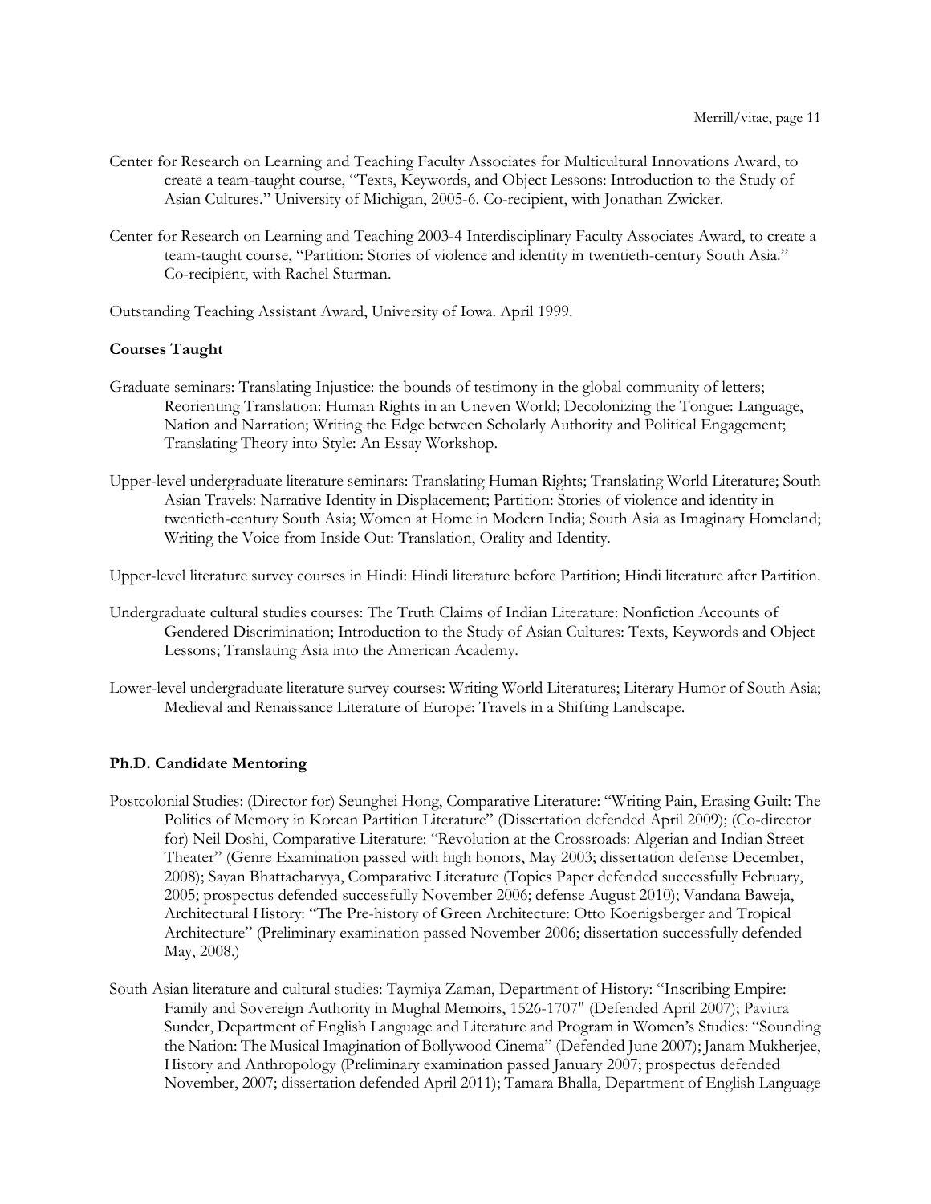Center for Research on Learning and Teaching Faculty Associates for Multicultural Innovations Award, to create a team-taught course, "Texts, Keywords, and Object Lessons: Introduction to the Study of Asian Cultures." University of Michigan, 2005-6. Co-recipient, with Jonathan Zwicker.

Center for Research on Learning and Teaching 2003-4 Interdisciplinary Faculty Associates Award, to create a team-taught course, "Partition: Stories of violence and identity in twentieth-century South Asia." Co-recipient, with Rachel Sturman.

Outstanding Teaching Assistant Award, University of Iowa. April 1999.

**Courses Taught**

Graduate seminars: Translating Injustice: the bounds of testimony in the global community of letters; Reorienting Translation: Human Rights in an Uneven World; Decolonizing the Tongue: Language, Nation and Narration; Writing the Edge between Scholarly Authority and Political Engagement; Translating Theory into Style: An Essay Workshop.

Upper-level undergraduate literature seminars: Translating Human Rights; Translating World Literature; South Asian Travels: Narrative Identity in Displacement; Partition: Stories of violence and identity in twentieth-century South Asia; Women at Home in Modern India; South Asia as Imaginary Homeland; Writing the Voice from Inside Out: Translation, Orality and Identity.

Upper-level literature survey courses in Hindi: Hindi literature before Partition; Hindi literature after Partition.

Undergraduate cultural studies courses: The Truth Claims of Indian Literature: Nonfiction Accounts of Gendered Discrimination; Introduction to the Study of Asian Cultures: Texts, Keywords and Object Lessons; Translating Asia into the American Academy.

Lower-level undergraduate literature survey courses: Writing World Literatures; Literary Humor of South Asia; Medieval and Renaissance Literature of Europe: Travels in a Shifting Landscape.

**Ph.D. Candidate Mentoring**

Postcolonial Studies: (Director for) Seunghei Hong, Comparative Literature: "Writing Pain, Erasing Guilt: The Politics of Memory in Korean Partition Literature" (Dissertation defended April 2009); (Co-director for) Neil Doshi, Comparative Literature: "Revolution at the Crossroads: Algerian and Indian Street Theater" (Genre Examination passed with high honors, May 2003; dissertation defense December, 2008); Sayan Bhattacharyya, Comparative Literature (Topics Paper defended successfully February, 2005; prospectus defended successfully November 2006; defense August 2010); Vandana Baweja, Architectural History: "The Pre-history of Green Architecture: Otto Koenigsberger and Tropical Architecture" (Preliminary examination passed November 2006; dissertation successfully defended May, 2008.)

South Asian literature and cultural studies: Taymiya Zaman, Department of History: "Inscribing Empire: Family and Sovereign Authority in Mughal Memoirs, 1526-1707" (Defended April 2007); Pavitra Sunder, Department of English Language and Literature and Program in Women's Studies: "Sounding the Nation: The Musical Imagination of Bollywood Cinema" (Defended June 2007); Janam Mukherjee, History and Anthropology (Preliminary examination passed January 2007; prospectus defended November, 2007; dissertation defended April 2011); Tamara Bhalla, Department of English Language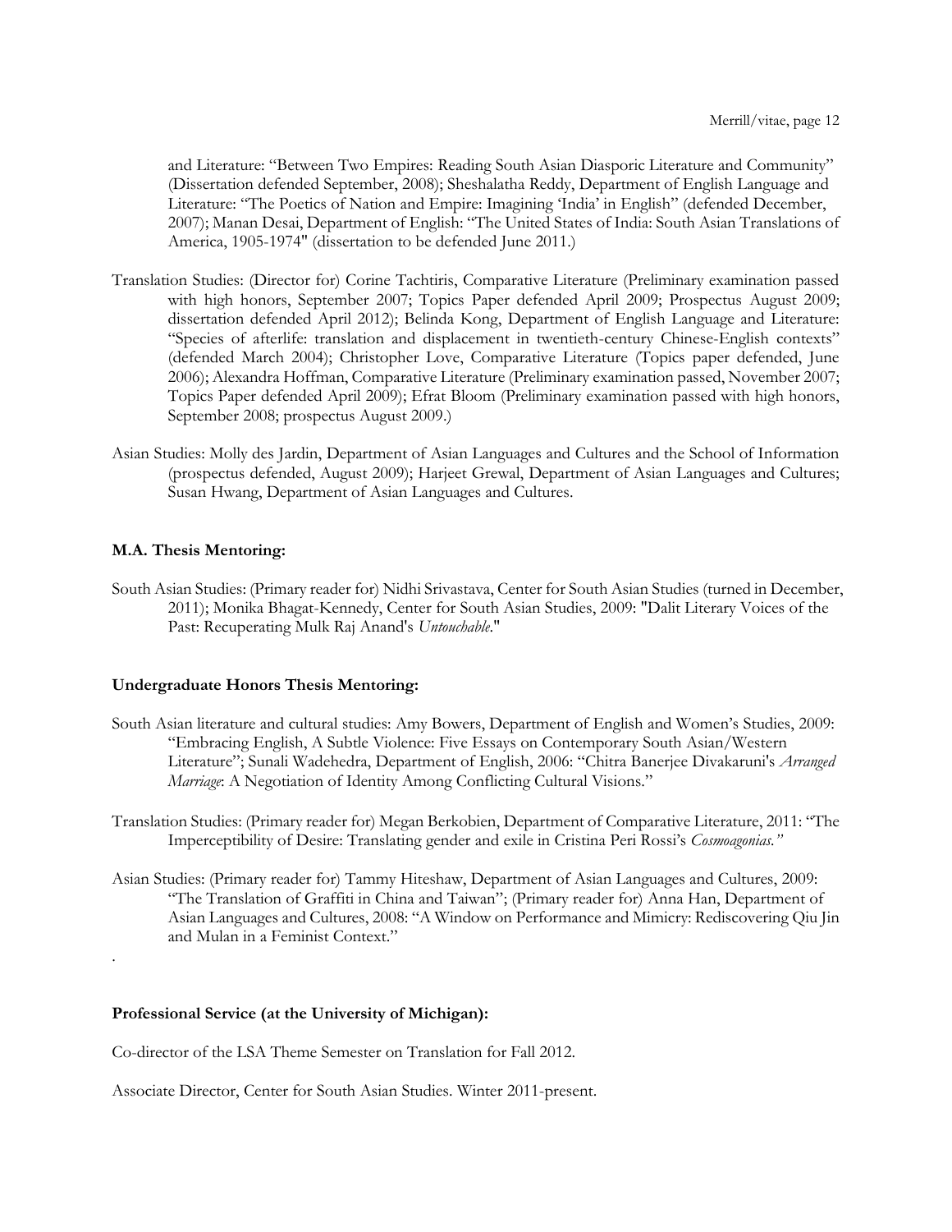and Literature: "Between Two Empires: Reading South Asian Diasporic Literature and Community" (Dissertation defended September, 2008); Sheshalatha Reddy, Department of English Language and Literature: "The Poetics of Nation and Empire: Imagining 'India' in English" (defended December, 2007); Manan Desai, Department of English: "The United States of India: South Asian Translations of America, 1905-1974" (dissertation to be defended June 2011.)

Translation Studies: (Director for) Corine Tachtiris, Comparative Literature (Preliminary examination passed with high honors, September 2007; Topics Paper defended April 2009; Prospectus August 2009; dissertation defended April 2012); Belinda Kong, Department of English Language and Literature: "Species of afterlife: translation and displacement in twentieth-century Chinese-English contexts" (defended March 2004); Christopher Love, Comparative Literature (Topics paper defended, June 2006); Alexandra Hoffman, Comparative Literature (Preliminary examination passed, November 2007; Topics Paper defended April 2009); Efrat Bloom (Preliminary examination passed with high honors, September 2008; prospectus August 2009.)

Asian Studies: Molly des Jardin, Department of Asian Languages and Cultures and the School of Information (prospectus defended, August 2009); Harjeet Grewal, Department of Asian Languages and Cultures; Susan Hwang, Department of Asian Languages and Cultures.

**M.A. Thesis Mentoring:**

South Asian Studies: (Primary reader for) Nidhi Srivastava, Center for South Asian Studies (turned in December, 2011); Monika Bhagat-Kennedy, Center for South Asian Studies, 2009: "Dalit Literary Voices of the Past: Recuperating Mulk Raj Anand's *Untouchable*."

**Undergraduate Honors Thesis Mentoring:**

South Asian literature and cultural studies: Amy Bowers, Department of English and Women's Studies, 2009: "Embracing English, A Subtle Violence: Five Essays on Contemporary South Asian/Western Literature"; Sunali Wadehedra, Department of English, 2006: "Chitra Banerjee Divakaruni's *Arranged Marriage*: A Negotiation of Identity Among Conflicting Cultural Visions."

Translation Studies: (Primary reader for) Megan Berkobien, Department of Comparative Literature, 2011: "The Imperceptibility of Desire: Translating gender and exile in Cristina Peri Rossi's *Cosmoagonias."*

Asian Studies: (Primary reader for) Tammy Hiteshaw, Department of Asian Languages and Cultures, 2009: "The Translation of Graffiti in China and Taiwan"; (Primary reader for) Anna Han, Department of Asian Languages and Cultures, 2008: "A Window on Performance and Mimicry: Rediscovering Qiu Jin and Mulan in a Feminist Context."

.

**Professional Service (at the University of Michigan):**

Co-director of the LSA Theme Semester on Translation for Fall 2012.

Associate Director, Center for South Asian Studies. Winter 2011-present.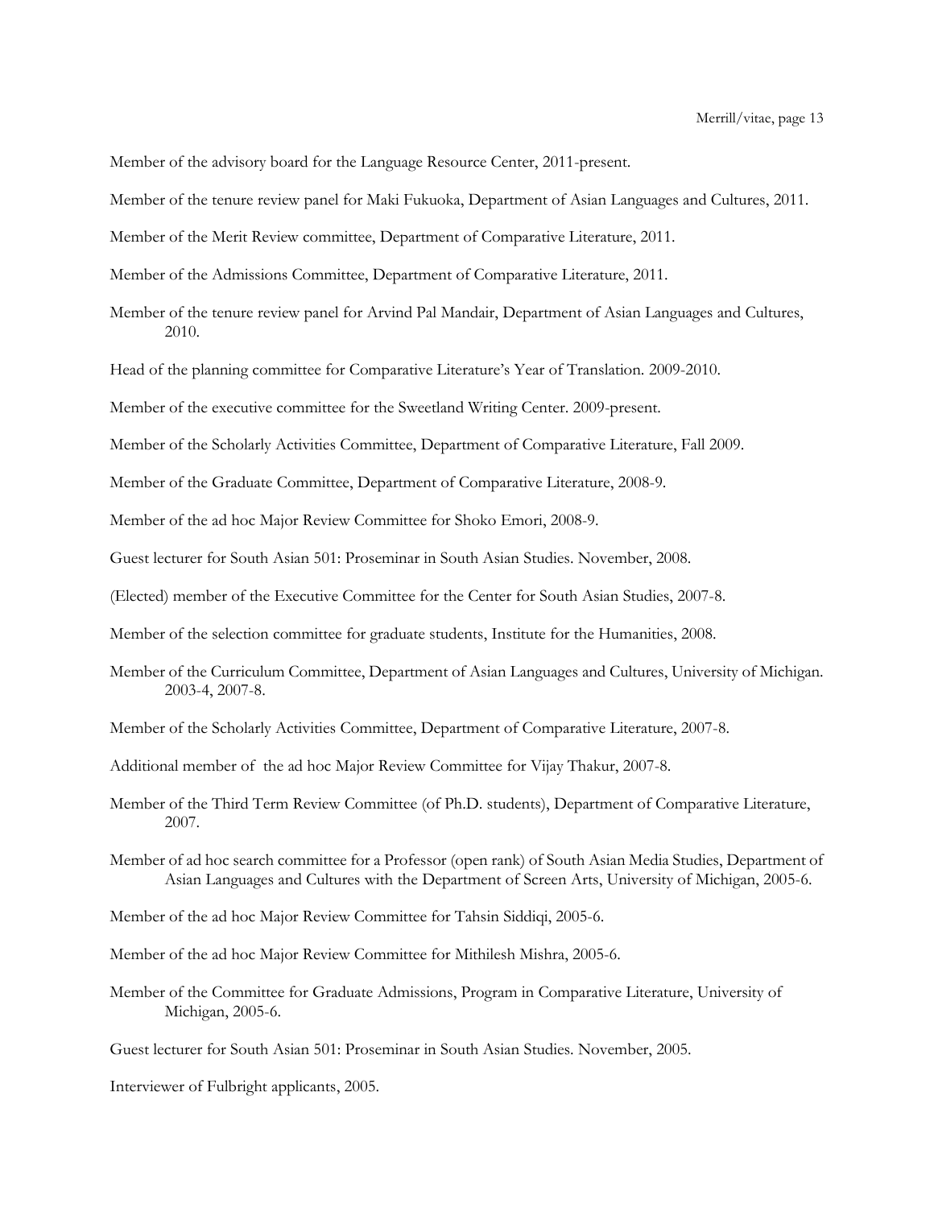Member of the advisory board for the Language Resource Center, 2011-present.

Member of the tenure review panel for Maki Fukuoka, Department of Asian Languages and Cultures, 2011.

Member of the Merit Review committee, Department of Comparative Literature, 2011.

Member of the Admissions Committee, Department of Comparative Literature, 2011.

Member of the tenure review panel for Arvind Pal Mandair, Department of Asian Languages and Cultures, 2010.

Head of the planning committee for Comparative Literature's Year of Translation. 2009-2010.

Member of the executive committee for the Sweetland Writing Center. 2009-present.

Member of the Scholarly Activities Committee, Department of Comparative Literature, Fall 2009.

Member of the Graduate Committee, Department of Comparative Literature, 2008-9.

Member of the ad hoc Major Review Committee for Shoko Emori, 2008-9.

Guest lecturer for South Asian 501: Proseminar in South Asian Studies. November, 2008.

(Elected) member of the Executive Committee for the Center for South Asian Studies, 2007-8.

Member of the selection committee for graduate students, Institute for the Humanities, 2008.

Member of the Curriculum Committee, Department of Asian Languages and Cultures, University of Michigan. 2003-4, 2007-8.

Member of the Scholarly Activities Committee, Department of Comparative Literature, 2007-8.

Additional member of the ad hoc Major Review Committee for Vijay Thakur, 2007-8.

Member of the Third Term Review Committee (of Ph.D. students), Department of Comparative Literature, 2007.

Member of ad hoc search committee for a Professor (open rank) of South Asian Media Studies, Department of Asian Languages and Cultures with the Department of Screen Arts, University of Michigan, 2005-6.

Member of the ad hoc Major Review Committee for Tahsin Siddiqi, 2005-6.

Member of the ad hoc Major Review Committee for Mithilesh Mishra, 2005-6.

Member of the Committee for Graduate Admissions, Program in Comparative Literature, University of Michigan, 2005-6.

Guest lecturer for South Asian 501: Proseminar in South Asian Studies. November, 2005.

Interviewer of Fulbright applicants, 2005.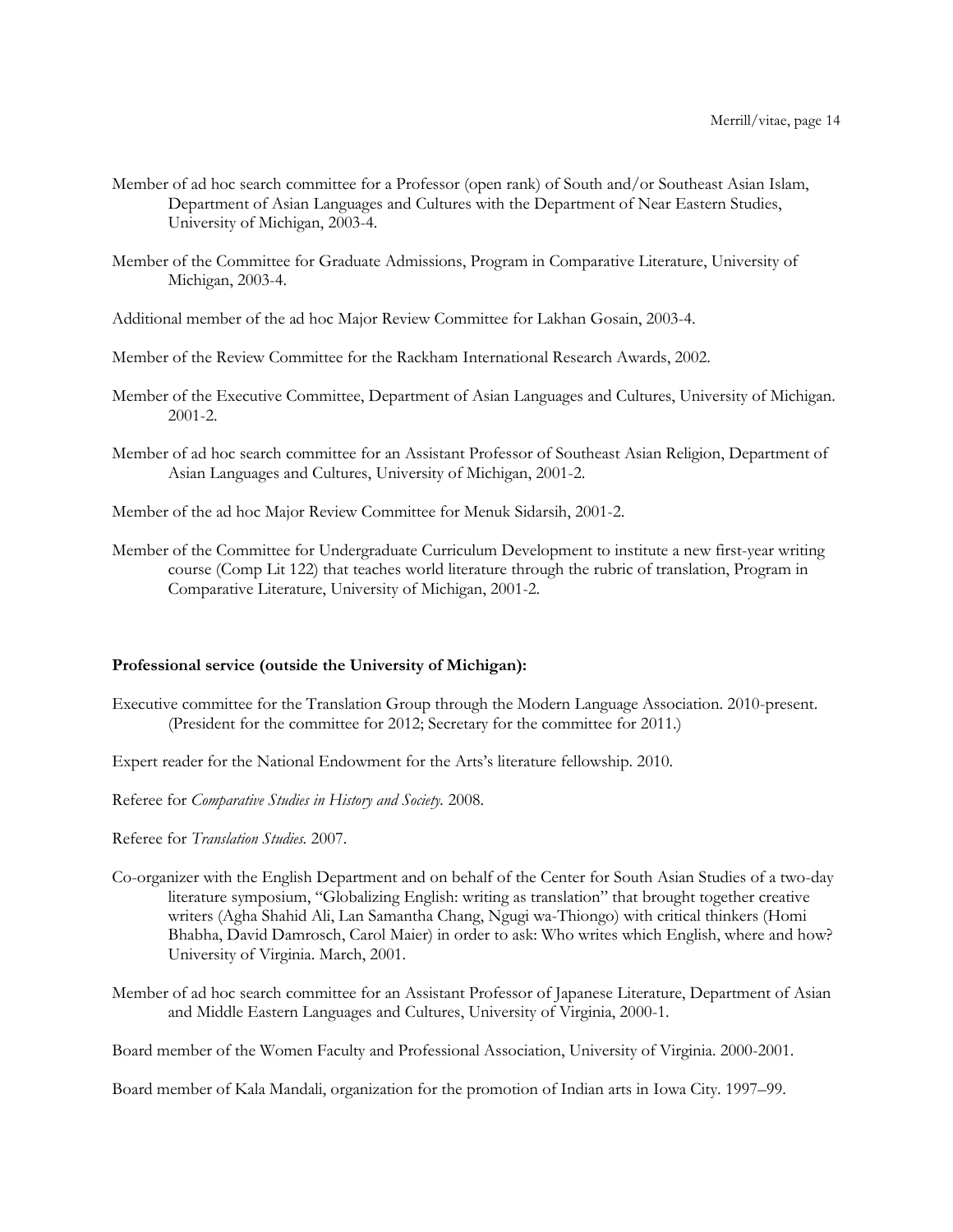Member of ad hoc search committee for a Professor (open rank) of South and/or Southeast Asian Islam, Department of Asian Languages and Cultures with the Department of Near Eastern Studies, University of Michigan, 2003-4.

Member of the Committee for Graduate Admissions, Program in Comparative Literature, University of Michigan, 2003-4.

Additional member of the ad hoc Major Review Committee for Lakhan Gosain, 2003-4.

Member of the Review Committee for the Rackham International Research Awards, 2002.

Member of the Executive Committee, Department of Asian Languages and Cultures, University of Michigan. 2001-2.

Member of ad hoc search committee for an Assistant Professor of Southeast Asian Religion, Department of Asian Languages and Cultures, University of Michigan, 2001-2.

Member of the ad hoc Major Review Committee for Menuk Sidarsih, 2001-2.

Member of the Committee for Undergraduate Curriculum Development to institute a new first-year writing course (Comp Lit 122) that teaches world literature through the rubric of translation, Program in Comparative Literature, University of Michigan, 2001-2.

**Professional service (outside the University of Michigan):**

Executive committee for the Translation Group through the Modern Language Association. 2010-present. (President for the committee for 2012; Secretary for the committee for 2011.)

Expert reader for the National Endowment for the Arts's literature fellowship. 2010.

Referee for *Comparative Studies in History and Society.* 2008.

Referee for *Translation Studies.* 2007.

Co-organizer with the English Department and on behalf of the Center for South Asian Studies of a two-day literature symposium, "Globalizing English: writing as translation" that brought together creative writers (Agha Shahid Ali, Lan Samantha Chang, Ngugi wa-Thiongo) with critical thinkers (Homi Bhabha, David Damrosch, Carol Maier) in order to ask: Who writes which English, where and how? University of Virginia. March, 2001.

Member of ad hoc search committee for an Assistant Professor of Japanese Literature, Department of Asian and Middle Eastern Languages and Cultures, University of Virginia, 2000-1.

Board member of the Women Faculty and Professional Association, University of Virginia. 2000-2001.

Board member of Kala Mandali, organization for the promotion of Indian arts in Iowa City. 1997–99.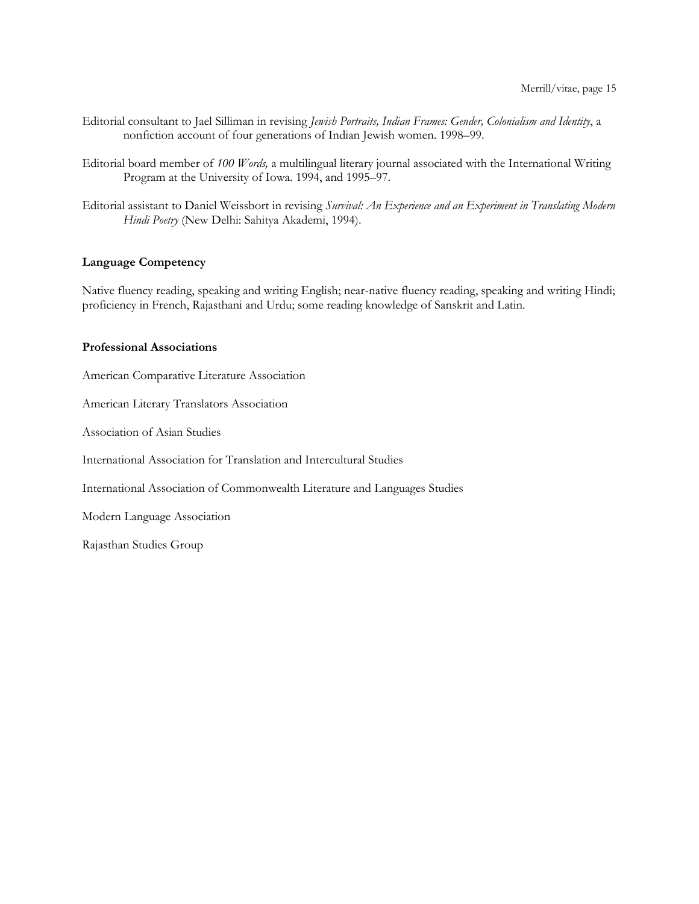Editorial consultant to Jael Silliman in revising *Jewish Portraits, Indian Frames: Gender, Colonialism and Identity*, a nonfiction account of four generations of Indian Jewish women. 1998–99.

Editorial board member of *100 Words,* a multilingual literary journal associated with the International Writing Program at the University of Iowa. 1994, and 1995–97.

Editorial assistant to Daniel Weissbort in revising *Survival: An Experience and an Experiment in Translating Modern Hindi Poetry* (New Delhi: Sahitya Akademi, 1994).

**Language Competency**

Native fluency reading, speaking and writing English; near-native fluency reading, speaking and writing Hindi; proficiency in French, Rajasthani and Urdu; some reading knowledge of Sanskrit and Latin.

**Professional Associations**

American Comparative Literature Association

American Literary Translators Association

Association of Asian Studies

International Association for Translation and Intercultural Studies

International Association of Commonwealth Literature and Languages Studies

Modern Language Association

Rajasthan Studies Group